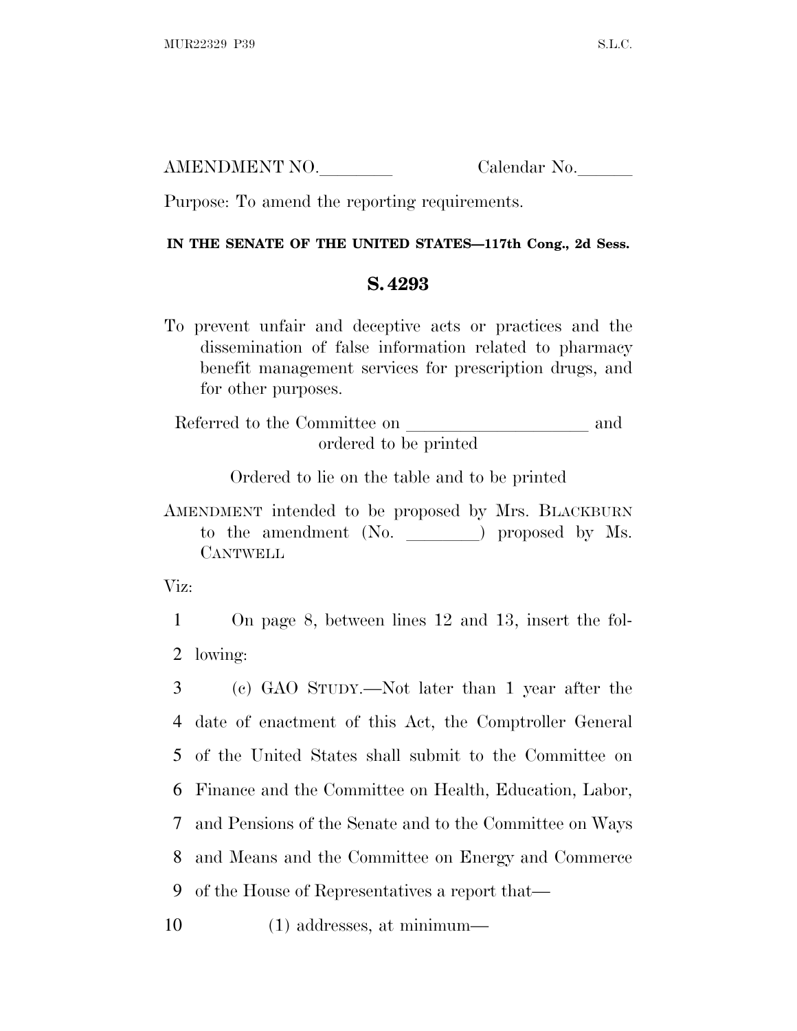AMENDMENT NO.________ Calendar No.______

Purpose: To amend the reporting requirements.

**IN THE SENATE OF THE UNITED STATES—117th Cong., 2d Sess.**

## S. 4293

To prevent unfair and deceptive acts or practices and the dissemination of false information related to pharmacy benefit management services for prescription drugs, and for other purposes.

Referred to the Committee on ____________________ and ordered to be printed

Ordered to lie on the table and to be printed

AMENDMENT intended to be proposed by Mrs. BLACKBURN to the amendment (No. ________) proposed by Ms. CANTWELL

Viz:

1 On page 8, between lines 12 and 13, insert the fol-
2 lowing:

3 (c) GAO STUDY.—Not later than 1 year after the
4 date of enactment of this Act, the Comptroller General
5 of the United States shall submit to the Committee on
6 Finance and the Committee on Health, Education, Labor,
7 and Pensions of the Senate and to the Committee on Ways
8 and Means and the Committee on Energy and Commerce
9 of the House of Representatives a report that—

10 (1) addresses, at minimum—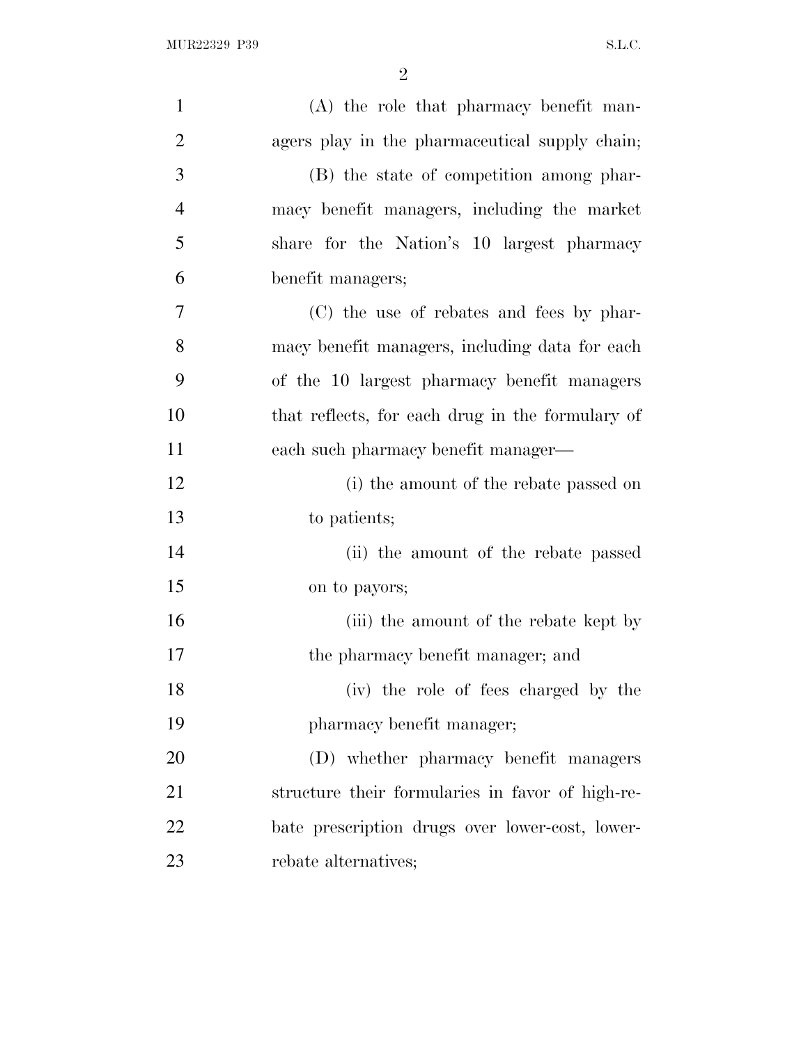(A) the role that pharmacy benefit managers play in the pharmaceutical supply chain;

(B) the state of competition among pharmacy benefit managers, including the market share for the Nation's 10 largest pharmacy benefit managers;

(C) the use of rebates and fees by pharmacy benefit managers, including data for each of the 10 largest pharmacy benefit managers that reflects, for each drug in the formulary of each such pharmacy benefit manager—

(i) the amount of the rebate passed on to patients;

(ii) the amount of the rebate passed on to payors;

(iii) the amount of the rebate kept by the pharmacy benefit manager; and

(iv) the role of fees charged by the pharmacy benefit manager;

(D) whether pharmacy benefit managers structure their formularies in favor of high-rebate prescription drugs over lower-cost, lower-rebate alternatives;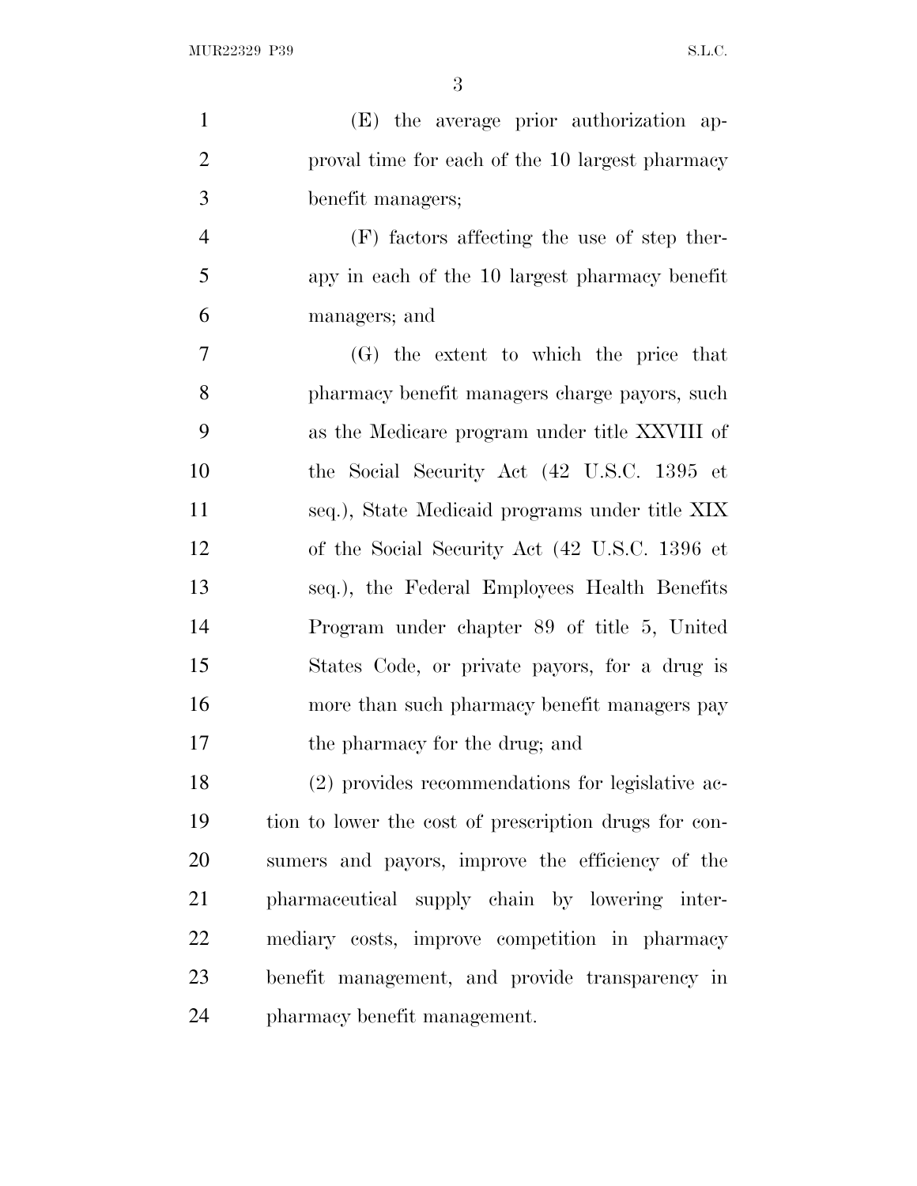(E) the average prior authorization approval time for each of the 10 largest pharmacy benefit managers;

(F) factors affecting the use of step therapy in each of the 10 largest pharmacy benefit managers; and

(G) the extent to which the price that pharmacy benefit managers charge payors, such as the Medicare program under title XXVIII of the Social Security Act (42 U.S.C. 1395 et seq.), State Medicaid programs under title XIX of the Social Security Act (42 U.S.C. 1396 et seq.), the Federal Employees Health Benefits Program under chapter 89 of title 5, United States Code, or private payors, for a drug is more than such pharmacy benefit managers pay the pharmacy for the drug; and

(2) provides recommendations for legislative action to lower the cost of prescription drugs for consumers and payors, improve the efficiency of the pharmaceutical supply chain by lowering intermediary costs, improve competition in pharmacy benefit management, and provide transparency in pharmacy benefit management.